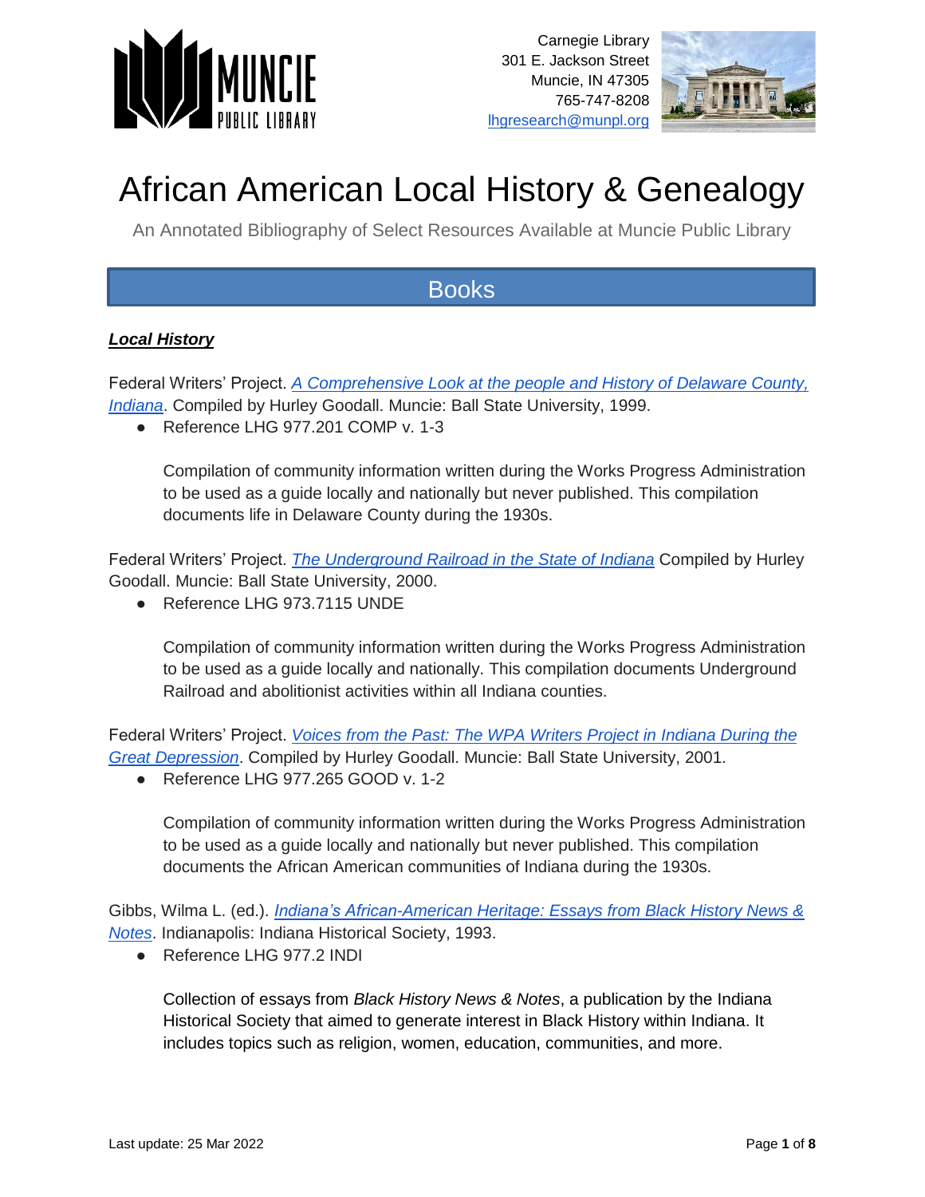Carnegie Library
301 E. Jackson Street
Muncie, IN 47305
765-747-8208
lhgresearch@munpl.org

# African American Local History & Genealogy

An Annotated Bibliography of Select Resources Available at Muncie Public Library

## Books

### ***Local History***

Federal Writers' Project. *A Comprehensive Look at the people and History of Delaware County, Indiana*. Compiled by Hurley Goodall. Muncie: Ball State University, 1999.

- Reference LHG 977.201 COMP v. 1-3

  Compilation of community information written during the Works Progress Administration to be used as a guide locally and nationally but never published. This compilation documents life in Delaware County during the 1930s.

Federal Writers' Project. *The Underground Railroad in the State of Indiana* Compiled by Hurley Goodall. Muncie: Ball State University, 2000.

- Reference LHG 973.7115 UNDE

  Compilation of community information written during the Works Progress Administration to be used as a guide locally and nationally. This compilation documents Underground Railroad and abolitionist activities within all Indiana counties.

Federal Writers' Project. *Voices from the Past: The WPA Writers Project in Indiana During the Great Depression*. Compiled by Hurley Goodall. Muncie: Ball State University, 2001.

- Reference LHG 977.265 GOOD v. 1-2

  Compilation of community information written during the Works Progress Administration to be used as a guide locally and nationally but never published. This compilation documents the African American communities of Indiana during the 1930s.

Gibbs, Wilma L. (ed.). *Indiana's African-American Heritage: Essays from Black History News & Notes*. Indianapolis: Indiana Historical Society, 1993.

- Reference LHG 977.2 INDI

  Collection of essays from *Black History News & Notes*, a publication by the Indiana Historical Society that aimed to generate interest in Black History within Indiana. It includes topics such as religion, women, education, communities, and more.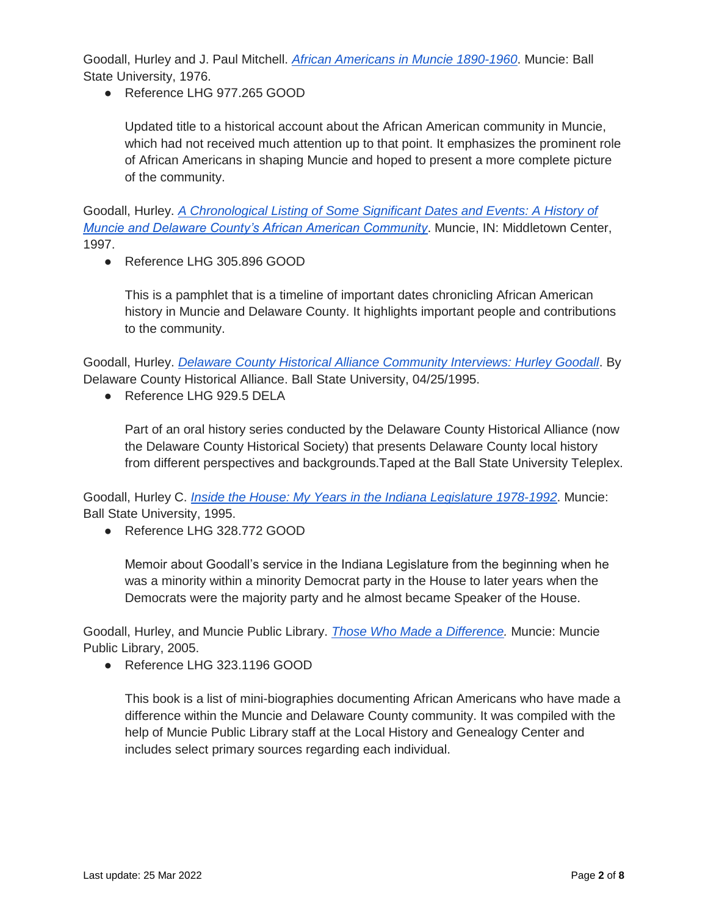Goodall, Hurley and J. Paul Mitchell. *African Americans in Muncie 1890-1960*. Muncie: Ball State University, 1976.

- Reference LHG 977.265 GOOD

  Updated title to a historical account about the African American community in Muncie, which had not received much attention up to that point. It emphasizes the prominent role of African Americans in shaping Muncie and hoped to present a more complete picture of the community.

Goodall, Hurley. *A Chronological Listing of Some Significant Dates and Events: A History of Muncie and Delaware County's African American Community*. Muncie, IN: Middletown Center, 1997.

- Reference LHG 305.896 GOOD

  This is a pamphlet that is a timeline of important dates chronicling African American history in Muncie and Delaware County. It highlights important people and contributions to the community.

Goodall, Hurley. *Delaware County Historical Alliance Community Interviews: Hurley Goodall*. By Delaware County Historical Alliance. Ball State University, 04/25/1995.

- Reference LHG 929.5 DELA

  Part of an oral history series conducted by the Delaware County Historical Alliance (now the Delaware County Historical Society) that presents Delaware County local history from different perspectives and backgrounds.Taped at the Ball State University Teleplex.

Goodall, Hurley C. *Inside the House: My Years in the Indiana Legislature 1978-1992*. Muncie: Ball State University, 1995.

- Reference LHG 328.772 GOOD

  Memoir about Goodall's service in the Indiana Legislature from the beginning when he was a minority within a minority Democrat party in the House to later years when the Democrats were the majority party and he almost became Speaker of the House.

Goodall, Hurley, and Muncie Public Library. *Those Who Made a Difference.* Muncie: Muncie Public Library, 2005.

- Reference LHG 323.1196 GOOD

  This book is a list of mini-biographies documenting African Americans who have made a difference within the Muncie and Delaware County community. It was compiled with the help of Muncie Public Library staff at the Local History and Genealogy Center and includes select primary sources regarding each individual.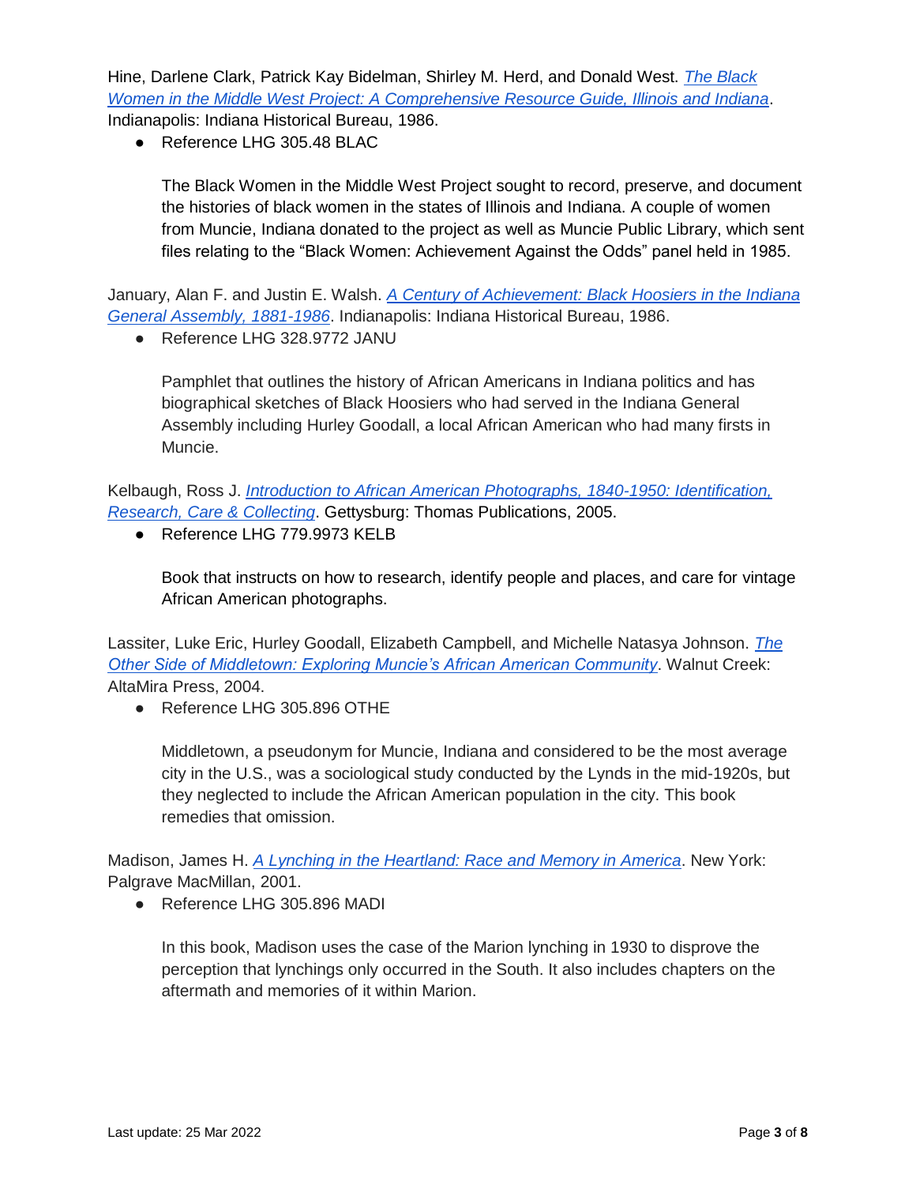Hine, Darlene Clark, Patrick Kay Bidelman, Shirley M. Herd, and Donald West. *The Black Women in the Middle West Project: A Comprehensive Resource Guide, Illinois and Indiana*. Indianapolis: Indiana Historical Bureau, 1986.

- Reference LHG 305.48 BLAC

  The Black Women in the Middle West Project sought to record, preserve, and document the histories of black women in the states of Illinois and Indiana. A couple of women from Muncie, Indiana donated to the project as well as Muncie Public Library, which sent files relating to the "Black Women: Achievement Against the Odds" panel held in 1985.

January, Alan F. and Justin E. Walsh. *A Century of Achievement: Black Hoosiers in the Indiana General Assembly, 1881-1986*. Indianapolis: Indiana Historical Bureau, 1986.

- Reference LHG 328.9772 JANU

  Pamphlet that outlines the history of African Americans in Indiana politics and has biographical sketches of Black Hoosiers who had served in the Indiana General Assembly including Hurley Goodall, a local African American who had many firsts in Muncie.

Kelbaugh, Ross J. *Introduction to African American Photographs, 1840-1950: Identification, Research, Care & Collecting*. Gettysburg: Thomas Publications, 2005.

- Reference LHG 779.9973 KELB

  Book that instructs on how to research, identify people and places, and care for vintage African American photographs.

Lassiter, Luke Eric, Hurley Goodall, Elizabeth Campbell, and Michelle Natasya Johnson. *The Other Side of Middletown: Exploring Muncie's African American Community*. Walnut Creek: AltaMira Press, 2004.

- Reference LHG 305.896 OTHE

  Middletown, a pseudonym for Muncie, Indiana and considered to be the most average city in the U.S., was a sociological study conducted by the Lynds in the mid-1920s, but they neglected to include the African American population in the city. This book remedies that omission.

Madison, James H. *A Lynching in the Heartland: Race and Memory in America*. New York: Palgrave MacMillan, 2001.

- Reference LHG 305.896 MADI

  In this book, Madison uses the case of the Marion lynching in 1930 to disprove the perception that lynchings only occurred in the South. It also includes chapters on the aftermath and memories of it within Marion.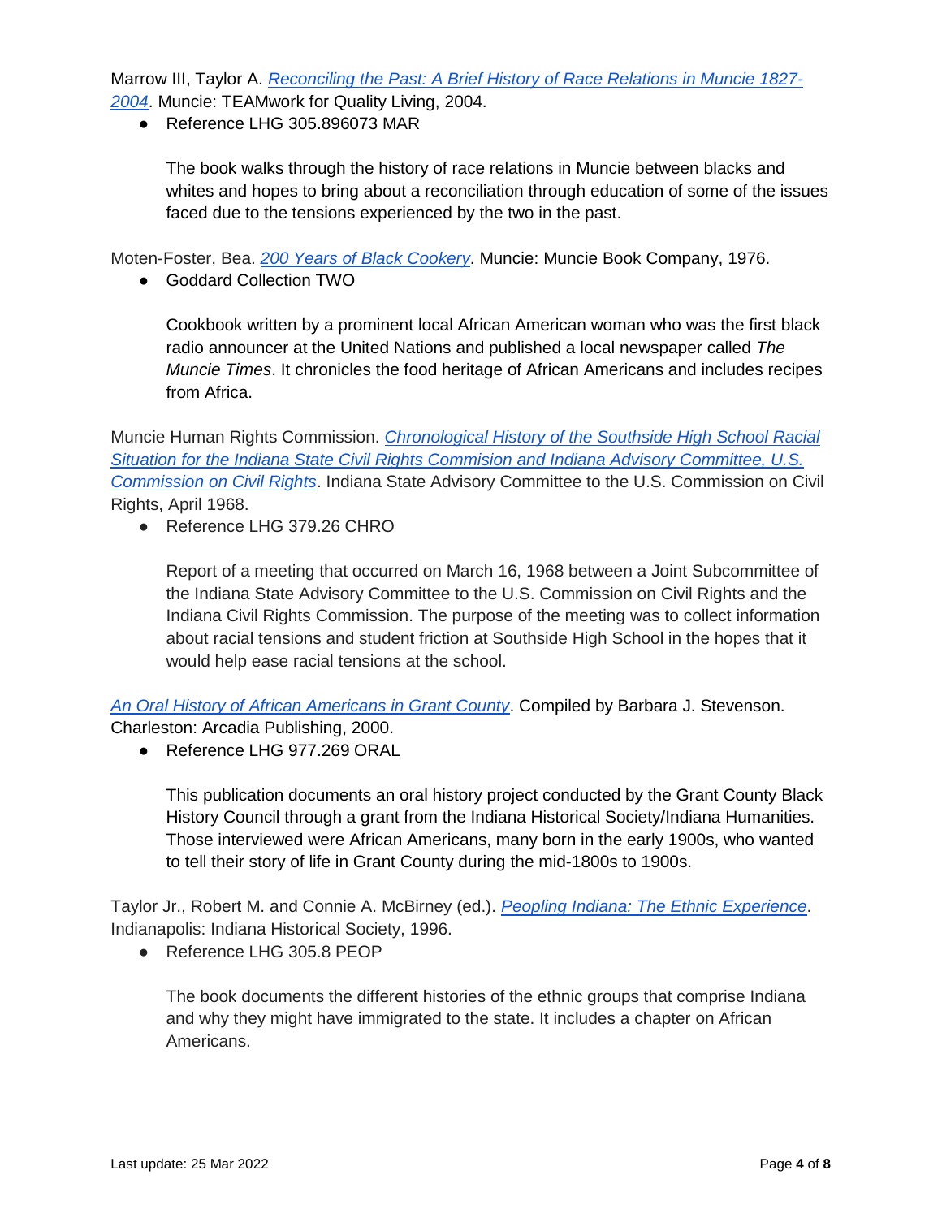Marrow III, Taylor A. *Reconciling the Past: A Brief History of Race Relations in Muncie 1827-2004*. Muncie: TEAMwork for Quality Living, 2004.

- Reference LHG 305.896073 MAR

  The book walks through the history of race relations in Muncie between blacks and whites and hopes to bring about a reconciliation through education of some of the issues faced due to the tensions experienced by the two in the past.

Moten-Foster, Bea. *200 Years of Black Cookery*. Muncie: Muncie Book Company, 1976.

- Goddard Collection TWO

  Cookbook written by a prominent local African American woman who was the first black radio announcer at the United Nations and published a local newspaper called *The Muncie Times*. It chronicles the food heritage of African Americans and includes recipes from Africa.

Muncie Human Rights Commission. *Chronological History of the Southside High School Racial Situation for the Indiana State Civil Rights Commision and Indiana Advisory Committee, U.S. Commission on Civil Rights*. Indiana State Advisory Committee to the U.S. Commission on Civil Rights, April 1968.

- Reference LHG 379.26 CHRO

  Report of a meeting that occurred on March 16, 1968 between a Joint Subcommittee of the Indiana State Advisory Committee to the U.S. Commission on Civil Rights and the Indiana Civil Rights Commission. The purpose of the meeting was to collect information about racial tensions and student friction at Southside High School in the hopes that it would help ease racial tensions at the school.

*An Oral History of African Americans in Grant County*. Compiled by Barbara J. Stevenson. Charleston: Arcadia Publishing, 2000.

- Reference LHG 977.269 ORAL

  This publication documents an oral history project conducted by the Grant County Black History Council through a grant from the Indiana Historical Society/Indiana Humanities. Those interviewed were African Americans, many born in the early 1900s, who wanted to tell their story of life in Grant County during the mid-1800s to 1900s.

Taylor Jr., Robert M. and Connie A. McBirney (ed.). *Peopling Indiana: The Ethnic Experience*. Indianapolis: Indiana Historical Society, 1996.

- Reference LHG 305.8 PEOP

  The book documents the different histories of the ethnic groups that comprise Indiana and why they might have immigrated to the state. It includes a chapter on African Americans.

Last update: 25 Mar 2022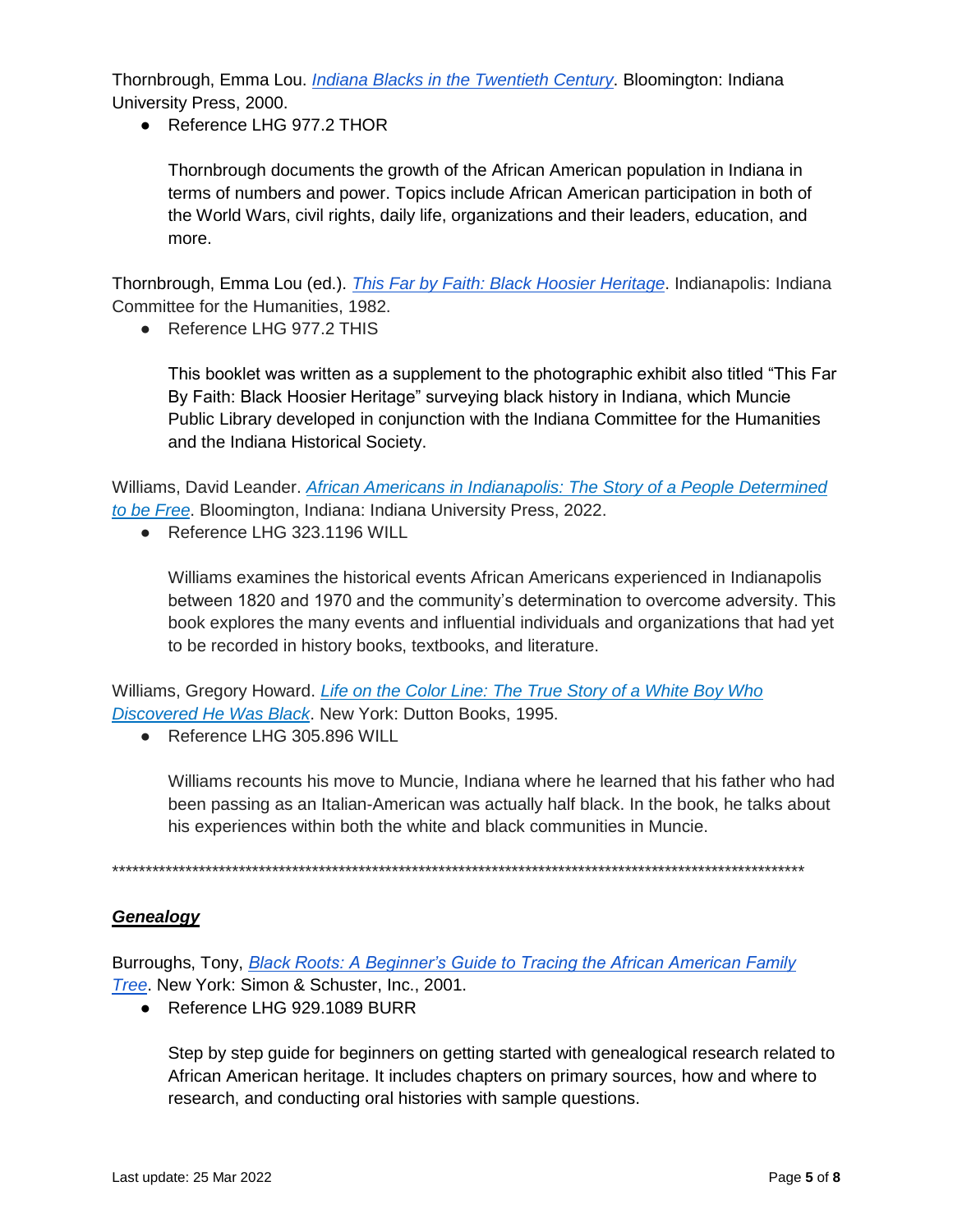Thornbrough, Emma Lou. *Indiana Blacks in the Twentieth Century*. Bloomington: Indiana University Press, 2000.

- Reference LHG 977.2 THOR

  Thornbrough documents the growth of the African American population in Indiana in terms of numbers and power. Topics include African American participation in both of the World Wars, civil rights, daily life, organizations and their leaders, education, and more.

Thornbrough, Emma Lou (ed.). *This Far by Faith: Black Hoosier Heritage*. Indianapolis: Indiana Committee for the Humanities, 1982.

- Reference LHG 977.2 THIS

  This booklet was written as a supplement to the photographic exhibit also titled "This Far By Faith: Black Hoosier Heritage" surveying black history in Indiana, which Muncie Public Library developed in conjunction with the Indiana Committee for the Humanities and the Indiana Historical Society.

Williams, David Leander. *African Americans in Indianapolis: The Story of a People Determined to be Free*. Bloomington, Indiana: Indiana University Press, 2022.

- Reference LHG 323.1196 WILL

  Williams examines the historical events African Americans experienced in Indianapolis between 1820 and 1970 and the community's determination to overcome adversity. This book explores the many events and influential individuals and organizations that had yet to be recorded in history books, textbooks, and literature.

Williams, Gregory Howard. *Life on the Color Line: The True Story of a White Boy Who Discovered He Was Black*. New York: Dutton Books, 1995.

- Reference LHG 305.896 WILL

  Williams recounts his move to Muncie, Indiana where he learned that his father who had been passing as an Italian-American was actually half black. In the book, he talks about his experiences within both the white and black communities in Muncie.

\*\*\*\*\*\*\*\*\*\*\*\*\*\*\*\*\*\*\*\*\*\*\*\*\*\*\*\*\*\*\*\*\*\*\*\*\*\*\*\*\*\*\*\*\*\*\*\*\*\*\*\*\*\*\*\*\*\*\*\*\*\*\*\*\*\*\*\*\*\*\*\*\*\*\*\*\*\*\*\*\*\*\*\*\*\*\*\*\*\*\*\*\*\*\*\*\*\*\*\*\*\*\*\*\*\*\*\*\*

## ***Genealogy***

Burroughs, Tony, *Black Roots: A Beginner's Guide to Tracing the African American Family Tree*. New York: Simon & Schuster, Inc., 2001.

- Reference LHG 929.1089 BURR

  Step by step guide for beginners on getting started with genealogical research related to African American heritage. It includes chapters on primary sources, how and where to research, and conducting oral histories with sample questions.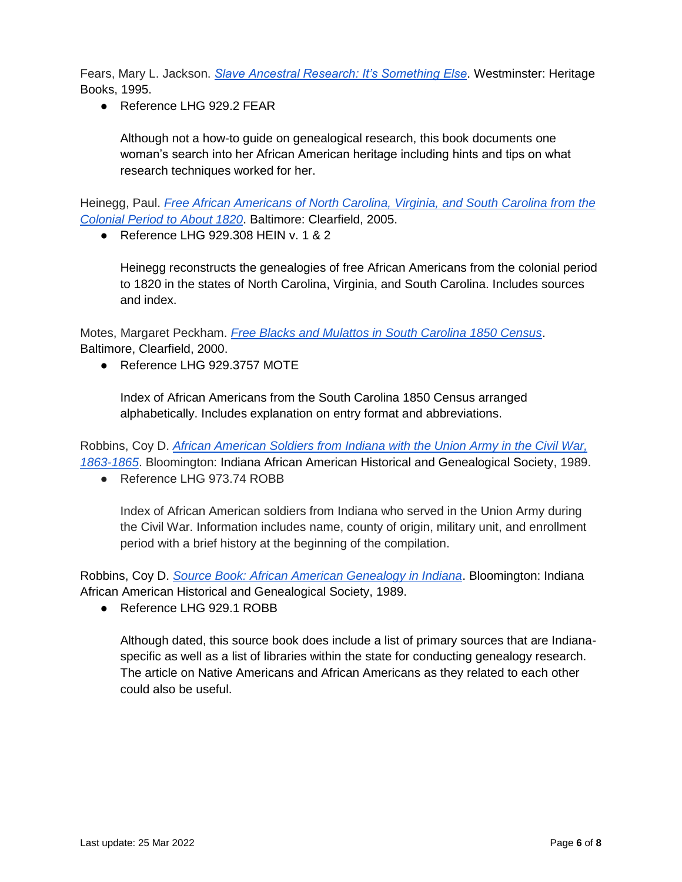Fears, Mary L. Jackson. *Slave Ancestral Research: It's Something Else*. Westminster: Heritage Books, 1995.

- Reference LHG 929.2 FEAR

  Although not a how-to guide on genealogical research, this book documents one woman's search into her African American heritage including hints and tips on what research techniques worked for her.

Heinegg, Paul. *Free African Americans of North Carolina, Virginia, and South Carolina from the Colonial Period to About 1820*. Baltimore: Clearfield, 2005.

- Reference LHG 929.308 HEIN v. 1 & 2

  Heinegg reconstructs the genealogies of free African Americans from the colonial period to 1820 in the states of North Carolina, Virginia, and South Carolina. Includes sources and index.

Motes, Margaret Peckham. *Free Blacks and Mulattos in South Carolina 1850 Census*. Baltimore, Clearfield, 2000.

- Reference LHG 929.3757 MOTE

  Index of African Americans from the South Carolina 1850 Census arranged alphabetically. Includes explanation on entry format and abbreviations.

Robbins, Coy D. *African American Soldiers from Indiana with the Union Army in the Civil War, 1863-1865*. Bloomington: Indiana African American Historical and Genealogical Society, 1989.

- Reference LHG 973.74 ROBB

  Index of African American soldiers from Indiana who served in the Union Army during the Civil War. Information includes name, county of origin, military unit, and enrollment period with a brief history at the beginning of the compilation.

Robbins, Coy D. *Source Book: African American Genealogy in Indiana*. Bloomington: Indiana African American Historical and Genealogical Society, 1989.

- Reference LHG 929.1 ROBB

  Although dated, this source book does include a list of primary sources that are Indiana-specific as well as a list of libraries within the state for conducting genealogy research. The article on Native Americans and African Americans as they related to each other could also be useful.

Last update: 25 Mar 2022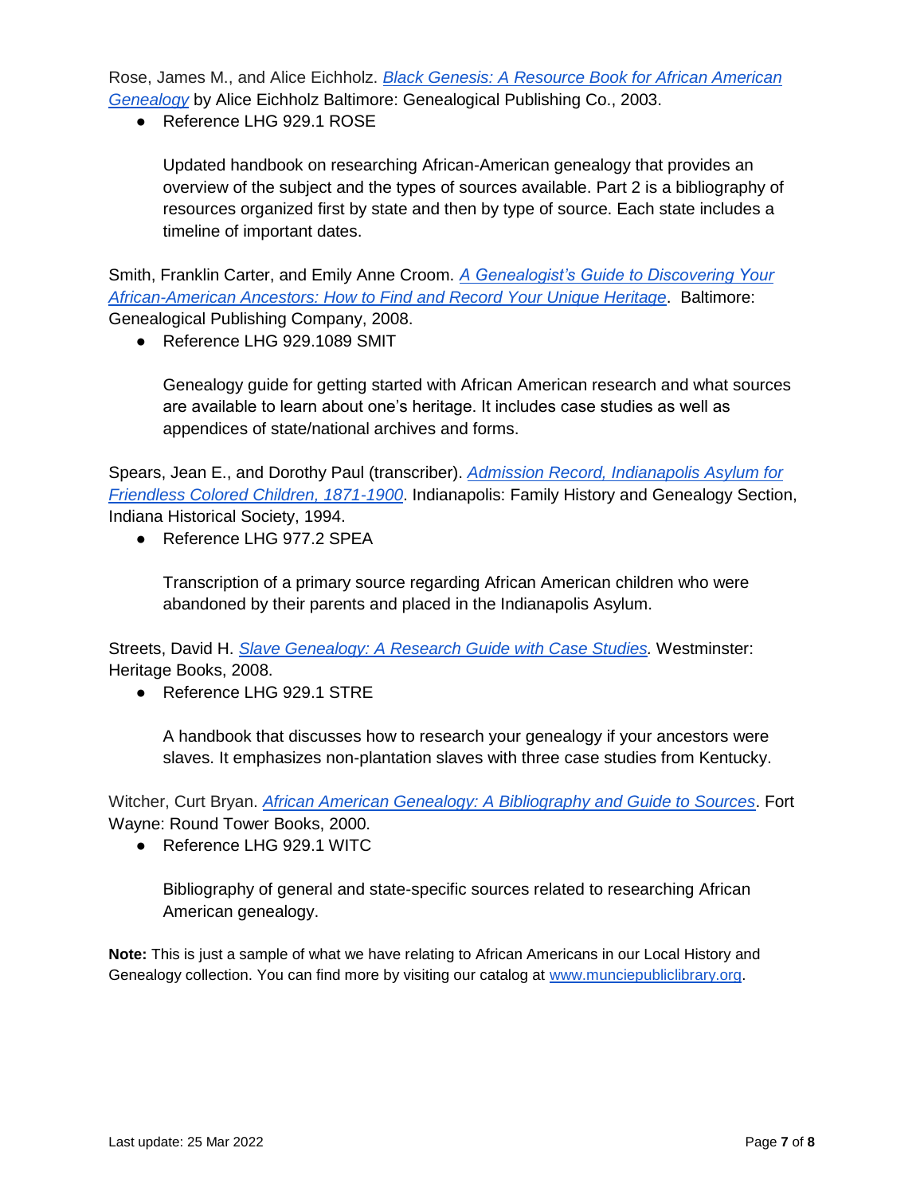Rose, James M., and Alice Eichholz. *Black Genesis: A Resource Book for African American Genealogy* by Alice Eichholz Baltimore: Genealogical Publishing Co., 2003.

- Reference LHG 929.1 ROSE

  Updated handbook on researching African-American genealogy that provides an overview of the subject and the types of sources available. Part 2 is a bibliography of resources organized first by state and then by type of source. Each state includes a timeline of important dates.

Smith, Franklin Carter, and Emily Anne Croom. *A Genealogist's Guide to Discovering Your African-American Ancestors: How to Find and Record Your Unique Heritage*. Baltimore: Genealogical Publishing Company, 2008.

- Reference LHG 929.1089 SMIT

  Genealogy guide for getting started with African American research and what sources are available to learn about one's heritage. It includes case studies as well as appendices of state/national archives and forms.

Spears, Jean E., and Dorothy Paul (transcriber). *Admission Record, Indianapolis Asylum for Friendless Colored Children, 1871-1900*. Indianapolis: Family History and Genealogy Section, Indiana Historical Society, 1994.

- Reference LHG 977.2 SPEA

  Transcription of a primary source regarding African American children who were abandoned by their parents and placed in the Indianapolis Asylum.

Streets, David H. *Slave Genealogy: A Research Guide with Case Studies.* Westminster: Heritage Books, 2008.

- Reference LHG 929.1 STRE

  A handbook that discusses how to research your genealogy if your ancestors were slaves. It emphasizes non-plantation slaves with three case studies from Kentucky.

Witcher, Curt Bryan. *African American Genealogy: A Bibliography and Guide to Sources*. Fort Wayne: Round Tower Books, 2000.

- Reference LHG 929.1 WITC

  Bibliography of general and state-specific sources related to researching African American genealogy.

**Note:** This is just a sample of what we have relating to African Americans in our Local History and Genealogy collection. You can find more by visiting our catalog at www.munciepubliclibrary.org.

Last update: 25 Mar 2022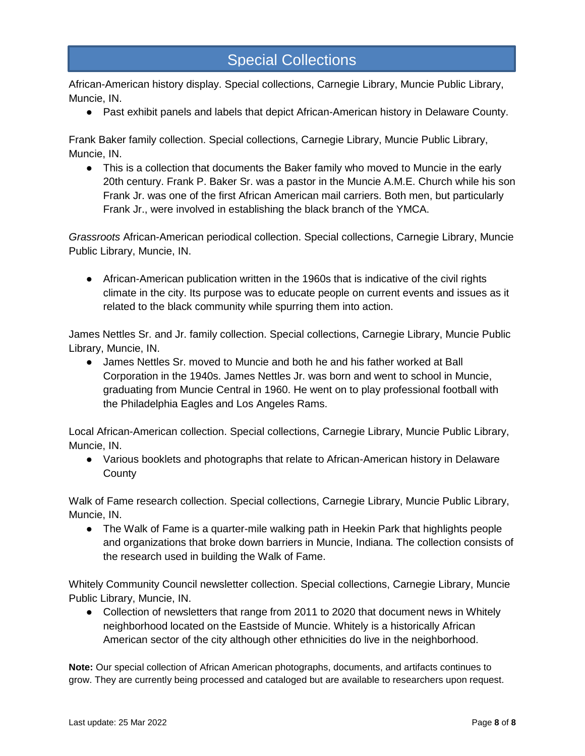# Special Collections

African-American history display. Special collections, Carnegie Library, Muncie Public Library, Muncie, IN.

- Past exhibit panels and labels that depict African-American history in Delaware County.

Frank Baker family collection. Special collections, Carnegie Library, Muncie Public Library, Muncie, IN.

- This is a collection that documents the Baker family who moved to Muncie in the early 20th century. Frank P. Baker Sr. was a pastor in the Muncie A.M.E. Church while his son Frank Jr. was one of the first African American mail carriers. Both men, but particularly Frank Jr., were involved in establishing the black branch of the YMCA.

*Grassroots* African-American periodical collection. Special collections, Carnegie Library, Muncie Public Library, Muncie, IN.

- African-American publication written in the 1960s that is indicative of the civil rights climate in the city. Its purpose was to educate people on current events and issues as it related to the black community while spurring them into action.

James Nettles Sr. and Jr. family collection. Special collections, Carnegie Library, Muncie Public Library, Muncie, IN.

- James Nettles Sr. moved to Muncie and both he and his father worked at Ball Corporation in the 1940s. James Nettles Jr. was born and went to school in Muncie, graduating from Muncie Central in 1960. He went on to play professional football with the Philadelphia Eagles and Los Angeles Rams.

Local African-American collection. Special collections, Carnegie Library, Muncie Public Library, Muncie, IN.

- Various booklets and photographs that relate to African-American history in Delaware County

Walk of Fame research collection. Special collections, Carnegie Library, Muncie Public Library, Muncie, IN.

- The Walk of Fame is a quarter-mile walking path in Heekin Park that highlights people and organizations that broke down barriers in Muncie, Indiana. The collection consists of the research used in building the Walk of Fame.

Whitely Community Council newsletter collection. Special collections, Carnegie Library, Muncie Public Library, Muncie, IN.

- Collection of newsletters that range from 2011 to 2020 that document news in Whitely neighborhood located on the Eastside of Muncie. Whitely is a historically African American sector of the city although other ethnicities do live in the neighborhood.

**Note:** Our special collection of African American photographs, documents, and artifacts continues to grow. They are currently being processed and cataloged but are available to researchers upon request.

Last update: 25 Mar 2022